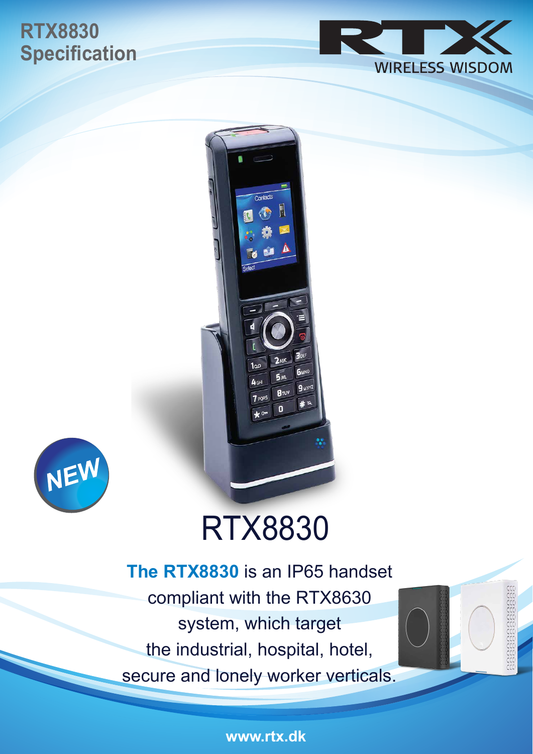# RTX8830 Specification

RTX
WIRELESS WISDOM

NEW

# RTX8830

**The RTX8830** is an IP65 handset compliant with the RTX8630 system, which target the industrial, hospital, hotel, secure and lonely worker verticals.

www.rtx.dk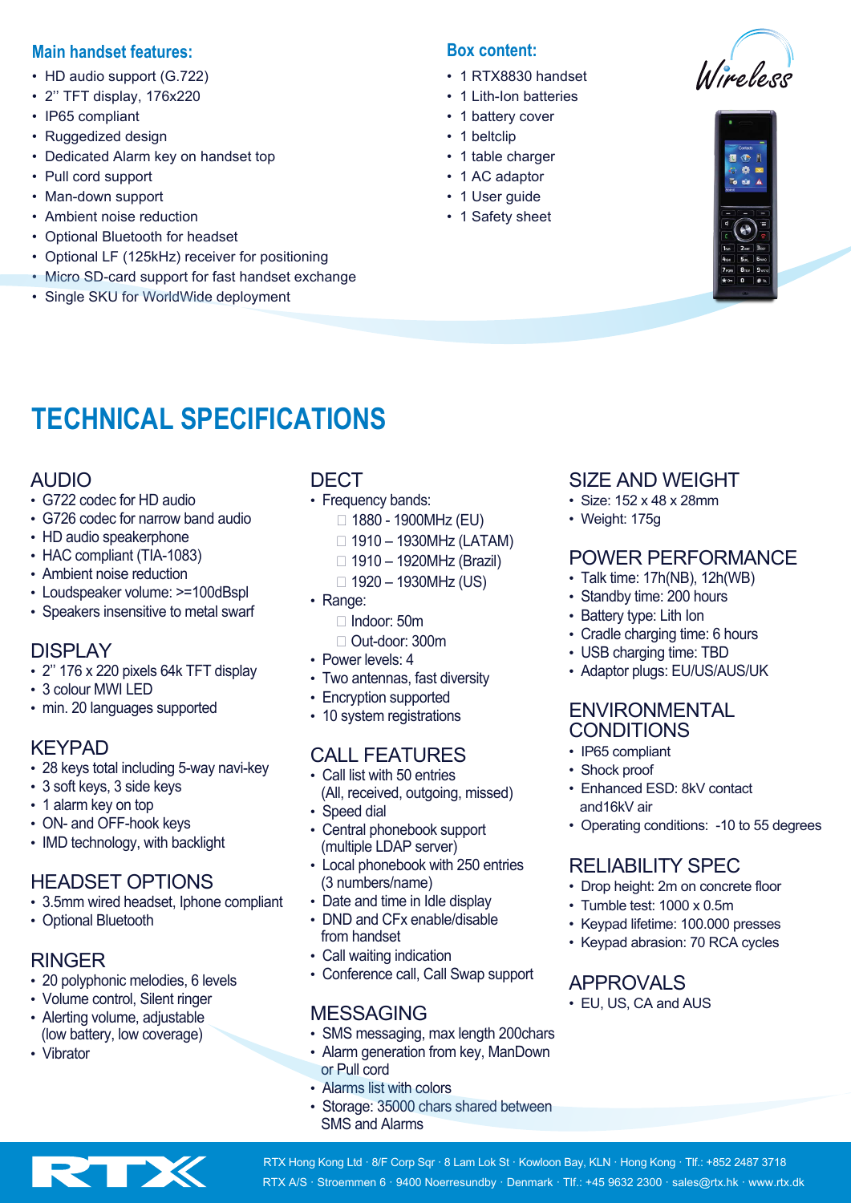## Main handset features:

- HD audio support (G.722)
- 2'' TFT display, 176x220
- IP65 compliant
- Ruggedized design
- Dedicated Alarm key on handset top
- Pull cord support
- Man-down support
- Ambient noise reduction
- Optional Bluetooth for headset
- Optional LF (125kHz) receiver for positioning
- Micro SD-card support for fast handset exchange
- Single SKU for WorldWide deployment

## Box content:

- 1 RTX8830 handset
- 1 Lith-Ion batteries
- 1 battery cover
- 1 beltclip
- 1 table charger
- 1 AC adaptor
- 1 User guide
- 1 Safety sheet

Wireless

# TECHNICAL SPECIFICATIONS

### AUDIO

- G722 codec for HD audio
- G726 codec for narrow band audio
- HD audio speakerphone
- HAC compliant (TIA-1083)
- Ambient noise reduction
- Loudspeaker volume: >=100dBspl
- Speakers insensitive to metal swarf

### DISPLAY

- 2'' 176 x 220 pixels 64k TFT display
- 3 colour MWI LED
- min. 20 languages supported

### KEYPAD

- 28 keys total including 5-way navi-key
- 3 soft keys, 3 side keys
- 1 alarm key on top
- ON- and OFF-hook keys
- IMD technology, with backlight

### HEADSET OPTIONS

- 3.5mm wired headset, Iphone compliant
- Optional Bluetooth

### RINGER

- 20 polyphonic melodies, 6 levels
- Volume control, Silent ringer
- Alerting volume, adjustable (low battery, low coverage)
- Vibrator

### DECT

- Frequency bands:
  - 1880 - 1900MHz (EU)
  - 1910 – 1930MHz (LATAM)
  - 1910 – 1920MHz (Brazil)
  - 1920 – 1930MHz (US)
- Range:
  - Indoor: 50m
  - Out-door: 300m
- Power levels: 4
- Two antennas, fast diversity
- Encryption supported
- 10 system registrations

### CALL FEATURES

- Call list with 50 entries (All, received, outgoing, missed)
- Speed dial
- Central phonebook support (multiple LDAP server)
- Local phonebook with 250 entries (3 numbers/name)
- Date and time in Idle display
- DND and CFx enable/disable from handset
- Call waiting indication
- Conference call, Call Swap support

### MESSAGING

- SMS messaging, max length 200chars
- Alarm generation from key, ManDown or Pull cord
- Alarms list with colors
- Storage: 35000 chars shared between SMS and Alarms

### SIZE AND WEIGHT

- Size: 152 x 48 x 28mm
- Weight: 175g

### POWER PERFORMANCE

- Talk time: 17h(NB), 12h(WB)
- Standby time: 200 hours
- Battery type: Lith Ion
- Cradle charging time: 6 hours
- USB charging time: TBD
- Adaptor plugs: EU/US/AUS/UK

### ENVIRONMENTAL CONDITIONS

- IP65 compliant
- Shock proof
- Enhanced ESD: 8kV contact and16kV air
- Operating conditions: -10 to 55 degrees

### RELIABILITY SPEC

- Drop height: 2m on concrete floor
- Tumble test: 1000 x 0.5m
- Keypad lifetime: 100.000 presses
- Keypad abrasion: 70 RCA cycles

### APPROVALS

- EU, US, CA and AUS

RTX

RTX Hong Kong Ltd · 8/F Corp Sqr · 8 Lam Lok St · Kowloon Bay, KLN · Hong Kong · Tlf.: +852 2487 3718
RTX A/S · Stroemmen 6 · 9400 Noerresundby · Denmark · Tlf.: +45 9632 2300 · sales@rtx.hk · www.rtx.dk